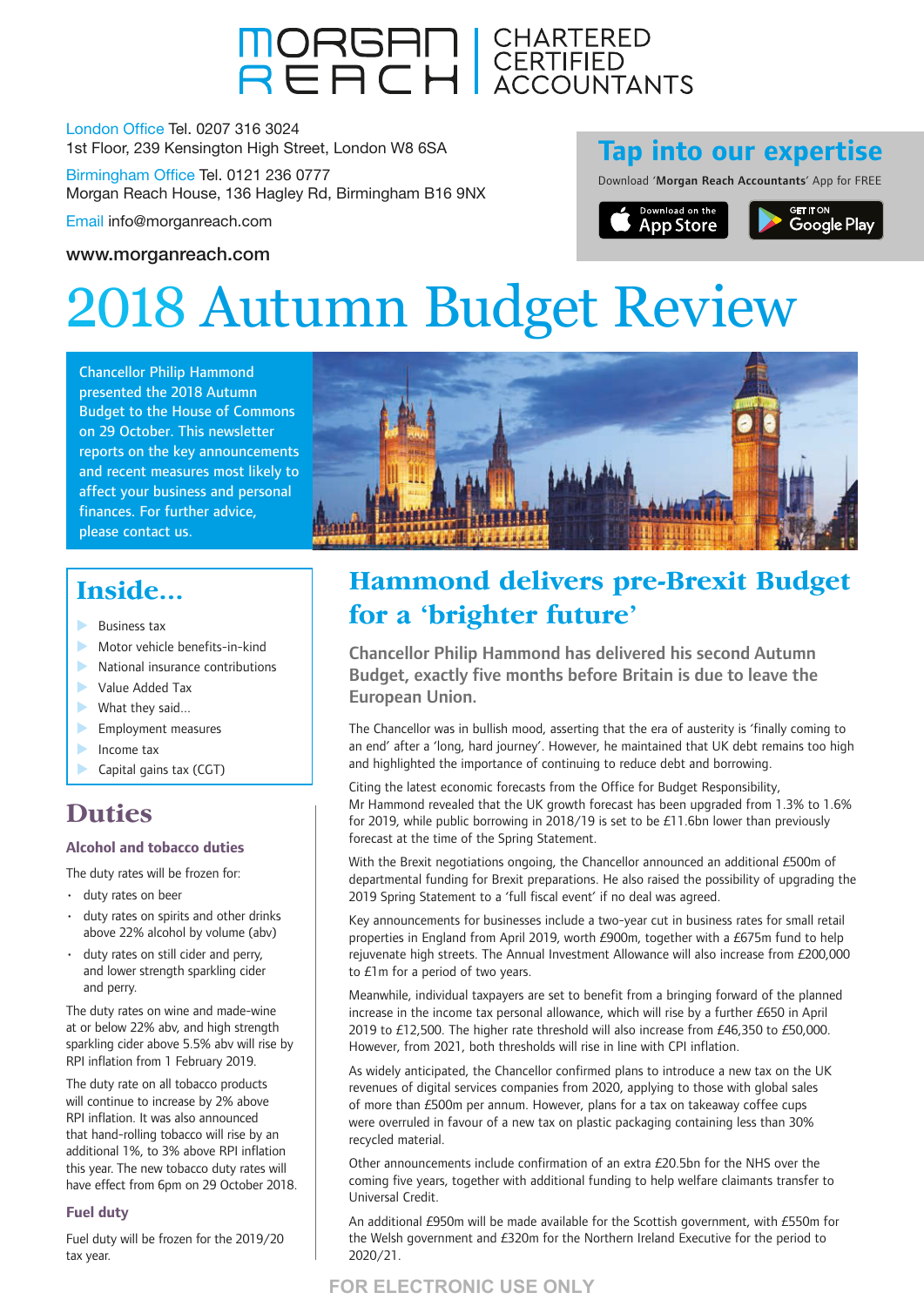MORGAN REACH | CHARTERED CERTIFIED ACCOUNTANTS

London Office Tel. 0207 316 3024
1st Floor, 239 Kensington High Street, London W8 6SA

Birmingham Office Tel. 0121 236 0777
Morgan Reach House, 136 Hagley Rd, Birmingham B16 9NX

Email info@morganreach.com

www.morganreach.com

**Tap into our expertise**

Download '**Morgan Reach Accountants**' App for FREE

Download on the App Store | GET IT ON Google Play

# 2018 Autumn Budget Review

Chancellor Philip Hammond presented the 2018 Autumn Budget to the House of Commons on 29 October. This newsletter reports on the key announcements and recent measures most likely to affect your business and personal finances. For further advice, please contact us.

## Inside...

- Business tax
- Motor vehicle benefits-in-kind
- National insurance contributions
- Value Added Tax
- What they said...
- Employment measures
- Income tax
- Capital gains tax (CGT)

## Hammond delivers pre-Brexit Budget for a 'brighter future'

**Chancellor Philip Hammond has delivered his second Autumn Budget, exactly five months before Britain is due to leave the European Union.**

The Chancellor was in bullish mood, asserting that the era of austerity is 'finally coming to an end' after a 'long, hard journey'. However, he maintained that UK debt remains too high and highlighted the importance of continuing to reduce debt and borrowing.

Citing the latest economic forecasts from the Office for Budget Responsibility, Mr Hammond revealed that the UK growth forecast has been upgraded from 1.3% to 1.6% for 2019, while public borrowing in 2018/19 is set to be £11.6bn lower than previously forecast at the time of the Spring Statement.

With the Brexit negotiations ongoing, the Chancellor announced an additional £500m of departmental funding for Brexit preparations. He also raised the possibility of upgrading the 2019 Spring Statement to a 'full fiscal event' if no deal was agreed.

Key announcements for businesses include a two-year cut in business rates for small retail properties in England from April 2019, worth £900m, together with a £675m fund to help rejuvenate high streets. The Annual Investment Allowance will also increase from £200,000 to £1m for a period of two years.

Meanwhile, individual taxpayers are set to benefit from a bringing forward of the planned increase in the income tax personal allowance, which will rise by a further £650 in April 2019 to £12,500. The higher rate threshold will also increase from £46,350 to £50,000. However, from 2021, both thresholds will rise in line with CPI inflation.

As widely anticipated, the Chancellor confirmed plans to introduce a new tax on the UK revenues of digital services companies from 2020, applying to those with global sales of more than £500m per annum. However, plans for a tax on takeaway coffee cups were overruled in favour of a new tax on plastic packaging containing less than 30% recycled material.

Other announcements include confirmation of an extra £20.5bn for the NHS over the coming five years, together with additional funding to help welfare claimants transfer to Universal Credit.

An additional £950m will be made available for the Scottish government, with £550m for the Welsh government and £320m for the Northern Ireland Executive for the period to 2020/21.

## Duties

### Alcohol and tobacco duties

The duty rates will be frozen for:

- duty rates on beer
- duty rates on spirits and other drinks above 22% alcohol by volume (abv)
- duty rates on still cider and perry, and lower strength sparkling cider and perry.

The duty rates on wine and made-wine at or below 22% abv, and high strength sparkling cider above 5.5% abv will rise by RPI inflation from 1 February 2019.

The duty rate on all tobacco products will continue to increase by 2% above RPI inflation. It was also announced that hand-rolling tobacco will rise by an additional 1%, to 3% above RPI inflation this year. The new tobacco duty rates will have effect from 6pm on 29 October 2018.

### Fuel duty

Fuel duty will be frozen for the 2019/20 tax year.

FOR ELECTRONIC USE ONLY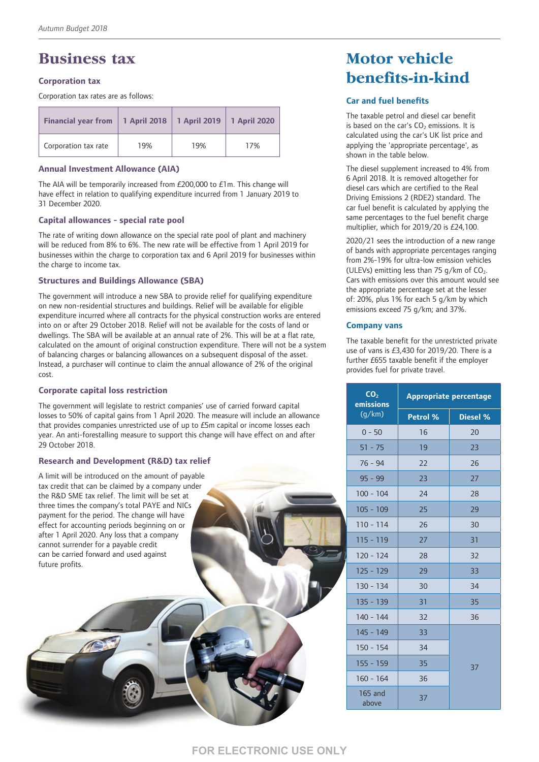# Business tax

## Corporation tax

Corporation tax rates are as follows:

| Financial year from | 1 April 2018 | 1 April 2019 | 1 April 2020 |
|---|---|---|---|
| Corporation tax rate | 19% | 19% | 17% |

## Annual Investment Allowance (AIA)

The AIA will be temporarily increased from £200,000 to £1m. This change will have effect in relation to qualifying expenditure incurred from 1 January 2019 to 31 December 2020.

## Capital allowances - special rate pool

The rate of writing down allowance on the special rate pool of plant and machinery will be reduced from 8% to 6%. The new rate will be effective from 1 April 2019 for businesses within the charge to corporation tax and 6 April 2019 for businesses within the charge to income tax.

## Structures and Buildings Allowance (SBA)

The government will introduce a new SBA to provide relief for qualifying expenditure on new non-residential structures and buildings. Relief will be available for eligible expenditure incurred where all contracts for the physical construction works are entered into on or after 29 October 2018. Relief will not be available for the costs of land or dwellings. The SBA will be available at an annual rate of 2%. This will be at a flat rate, calculated on the amount of original construction expenditure. There will not be a system of balancing charges or balancing allowances on a subsequent disposal of the asset. Instead, a purchaser will continue to claim the annual allowance of 2% of the original cost.

## Corporate capital loss restriction

The government will legislate to restrict companies' use of carried forward capital losses to 50% of capital gains from 1 April 2020. The measure will include an allowance that provides companies unrestricted use of up to £5m capital or income losses each year. An anti-forestalling measure to support this change will have effect on and after 29 October 2018.

## Research and Development (R&D) tax relief

A limit will be introduced on the amount of payable tax credit that can be claimed by a company under the R&D SME tax relief. The limit will be set at three times the company's total PAYE and NICs payment for the period. The change will have effect for accounting periods beginning on or after 1 April 2020. Any loss that a company cannot surrender for a payable credit can be carried forward and used against future profits.

# Motor vehicle benefits-in-kind

## Car and fuel benefits

The taxable petrol and diesel car benefit is based on the car's $CO_2$ emissions. It is calculated using the car's UK list price and applying the 'appropriate percentage', as shown in the table below.

The diesel supplement increased to 4% from 6 April 2018. It is removed altogether for diesel cars which are certified to the Real Driving Emissions 2 (RDE2) standard. The car fuel benefit is calculated by applying the same percentages to the fuel benefit charge multiplier, which for 2019/20 is £24,100.

2020/21 sees the introduction of a new range of bands with appropriate percentages ranging from 2%-19% for ultra-low emission vehicles (ULEVs) emitting less than 75 g/km of $CO_2$. Cars with emissions over this amount would see the appropriate percentage set at the lesser of: 20%, plus 1% for each 5 g/km by which emissions exceed 75 g/km; and 37%.

## Company vans

The taxable benefit for the unrestricted private use of vans is £3,430 for 2019/20. There is a further £655 taxable benefit if the employer provides fuel for private travel.

| $CO_2$ emissions (g/km) | Appropriate percentage | |
|---|---|---|
| | Petrol % | Diesel % |
| 0 - 50 | 16 | 20 |
| 51 - 75 | 19 | 23 |
| 76 - 94 | 22 | 26 |
| 95 - 99 | 23 | 27 |
| 100 - 104 | 24 | 28 |
| 105 - 109 | 25 | 29 |
| 110 - 114 | 26 | 30 |
| 115 - 119 | 27 | 31 |
| 120 - 124 | 28 | 32 |
| 125 - 129 | 29 | 33 |
| 130 - 134 | 30 | 34 |
| 135 - 139 | 31 | 35 |
| 140 - 144 | 32 | 36 |
| 145 - 149 | 33 | 37 |
| 150 - 154 | 34 | 37 |
| 155 - 159 | 35 | 37 |
| 160 - 164 | 36 | 37 |
| 165 and above | 37 | 37 |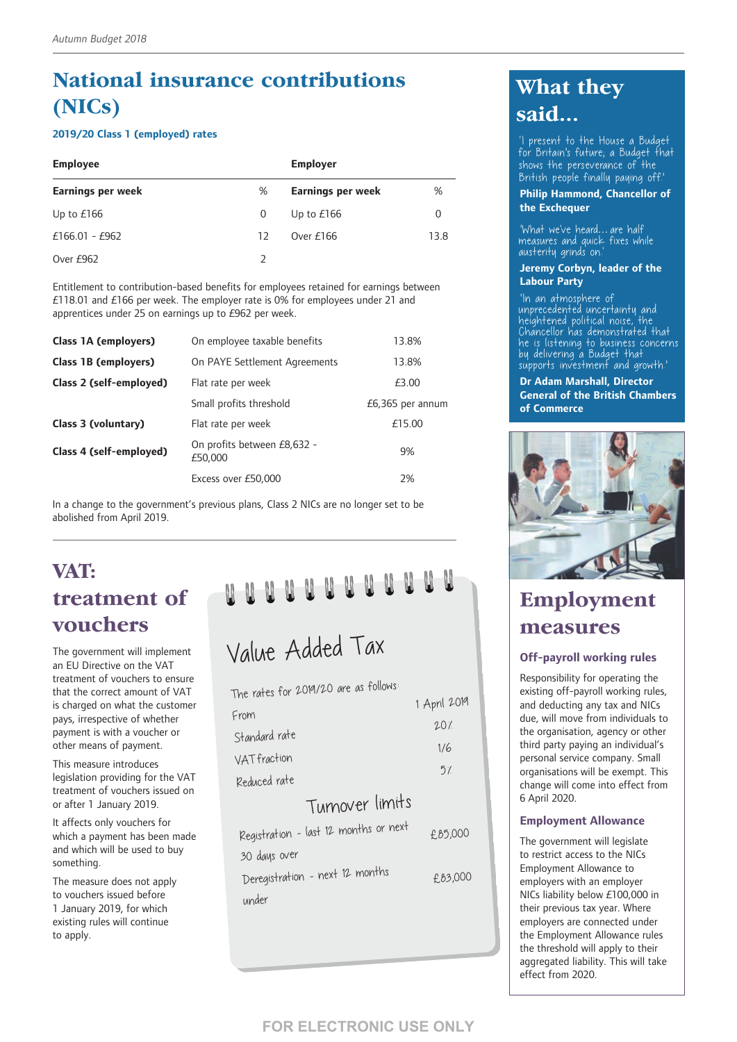# National insurance contributions (NICs)

### 2019/20 Class 1 (employed) rates

| Employee | | Employer | |
|---|---|---|---|
| **Earnings per week** | **%** | **Earnings per week** | **%** |
| Up to £166 | 0 | Up to £166 | 0 |
| £166.01 - £962 | 12 | Over £166 | 13.8 |
| Over £962 | 2 | | |

Entitlement to contribution-based benefits for employees retained for earnings between £118.01 and £166 per week. The employer rate is 0% for employees under 21 and apprentices under 25 on earnings up to £962 per week.

| | | |
|---|---|---|
| **Class 1A (employers)** | On employee taxable benefits | 13.8% |
| **Class 1B (employers)** | On PAYE Settlement Agreements | 13.8% |
| **Class 2 (self-employed)** | Flat rate per week | £3.00 |
| | Small profits threshold | £6,365 per annum |
| **Class 3 (voluntary)** | Flat rate per week | £15.00 |
| **Class 4 (self-employed)** | On profits between £8,632 - £50,000 | 9% |
| | Excess over £50,000 | 2% |

In a change to the government's previous plans, Class 2 NICs are no longer set to be abolished from April 2019.

# VAT: treatment of vouchers

The government will implement an EU Directive on the VAT treatment of vouchers to ensure that the correct amount of VAT is charged on what the customer pays, irrespective of whether payment is with a voucher or other means of payment.

This measure introduces legislation providing for the VAT treatment of vouchers issued on or after 1 January 2019.

It affects only vouchers for which a payment has been made and which will be used to buy something.

The measure does not apply to vouchers issued before 1 January 2019, for which existing rules will continue to apply.

## Value Added Tax

The rates for 2019/20 are as follows:

| | |
|---|---|
| From | 1 April 2019 |
| Standard rate | 20% |
| VAT fraction | 1/6 |
| Reduced rate | 5% |

### Turnover limits

| | |
|---|---|
| Registration - last 12 months or next 30 days over | £85,000 |
| Deregistration - next 12 months under | £83,000 |

# What they said...

'I present to the House a Budget for Britain's future; a Budget that shows the perseverance of the British people finally paying off.'

**Philip Hammond, Chancellor of the Exchequer**

'What we've heard... are half measures and quick fixes while austerity grinds on.'

**Jeremy Corbyn, leader of the Labour Party**

'In an atmosphere of unprecedented uncertainty and heightened political noise, the Chancellor has demonstrated that he is listening to business concerns by delivering a Budget that supports investment and growth.'

**Dr Adam Marshall, Director General of the British Chambers of Commerce**

# Employment measures

### Off-payroll working rules

Responsibility for operating the existing off-payroll working rules, and deducting any tax and NICs due, will move from individuals to the organisation, agency or other third party paying an individual's personal service company. Small organisations will be exempt. This change will come into effect from 6 April 2020.

### Employment Allowance

The government will legislate to restrict access to the NICs Employment Allowance to employers with an employer NICs liability below £100,000 in their previous tax year. Where employers are connected under the Employment Allowance rules the threshold will apply to their aggregated liability. This will take effect from 2020.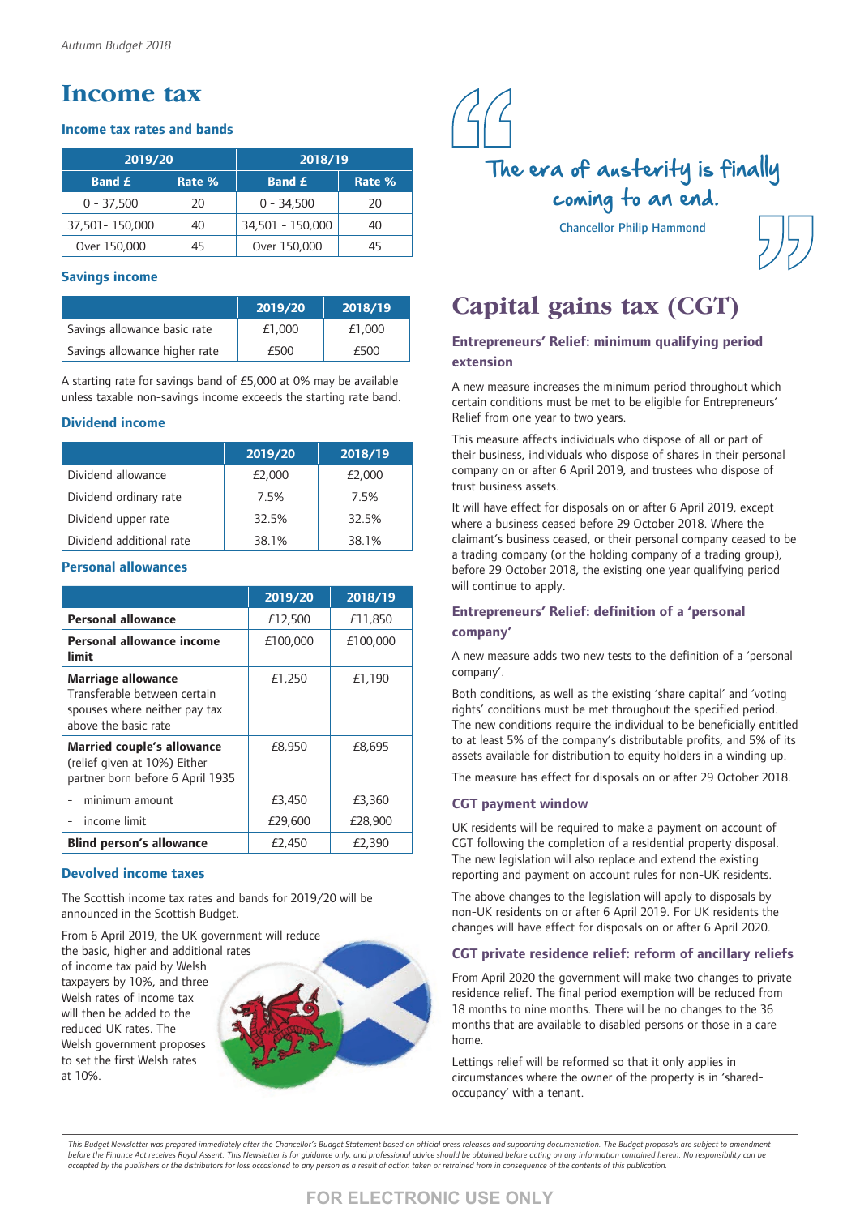# Income tax

### Income tax rates and bands

| 2019/20 | | 2018/19 | |
|---|---|---|---|
| **Band £** | **Rate %** | **Band £** | **Rate %** |
| 0 - 37,500 | 20 | 0 - 34,500 | 20 |
| 37,501- 150,000 | 40 | 34,501 - 150,000 | 40 |
| Over 150,000 | 45 | Over 150,000 | 45 |

### Savings income

| | 2019/20 | 2018/19 |
|---|---|---|
| Savings allowance basic rate | £1,000 | £1,000 |
| Savings allowance higher rate | £500 | £500 |

A starting rate for savings band of £5,000 at 0% may be available unless taxable non-savings income exceeds the starting rate band.

### Dividend income

| | 2019/20 | 2018/19 |
|---|---|---|
| Dividend allowance | £2,000 | £2,000 |
| Dividend ordinary rate | 7.5% | 7.5% |
| Dividend upper rate | 32.5% | 32.5% |
| Dividend additional rate | 38.1% | 38.1% |

### Personal allowances

| | 2019/20 | 2018/19 |
|---|---|---|
| **Personal allowance** | £12,500 | £11,850 |
| **Personal allowance income limit** | £100,000 | £100,000 |
| **Marriage allowance** Transferable between certain spouses where neither pay tax above the basic rate | £1,250 | £1,190 |
| **Married couple's allowance** (relief given at 10%) Either partner born before 6 April 1935 | £8,950 | £8,695 |
| - minimum amount | £3,450 | £3,360 |
| - income limit | £29,600 | £28,900 |
| **Blind person's allowance** | £2,450 | £2,390 |

### Devolved income taxes

The Scottish income tax rates and bands for 2019/20 will be announced in the Scottish Budget.

From 6 April 2019, the UK government will reduce the basic, higher and additional rates of income tax paid by Welsh taxpayers by 10%, and three Welsh rates of income tax will then be added to the reduced UK rates. The Welsh government proposes to set the first Welsh rates at 10%.

> The era of austerity is finally coming to an end.
>
> Chancellor Philip Hammond

# Capital gains tax (CGT)

### Entrepreneurs' Relief: minimum qualifying period extension

A new measure increases the minimum period throughout which certain conditions must be met to be eligible for Entrepreneurs' Relief from one year to two years.

This measure affects individuals who dispose of all or part of their business, individuals who dispose of shares in their personal company on or after 6 April 2019, and trustees who dispose of trust business assets.

It will have effect for disposals on or after 6 April 2019, except where a business ceased before 29 October 2018. Where the claimant's business ceased, or their personal company ceased to be a trading company (or the holding company of a trading group), before 29 October 2018, the existing one year qualifying period will continue to apply.

### Entrepreneurs' Relief: definition of a 'personal company'

A new measure adds two new tests to the definition of a 'personal company'.

Both conditions, as well as the existing 'share capital' and 'voting rights' conditions must be met throughout the specified period. The new conditions require the individual to be beneficially entitled to at least 5% of the company's distributable profits, and 5% of its assets available for distribution to equity holders in a winding up.

The measure has effect for disposals on or after 29 October 2018.

### CGT payment window

UK residents will be required to make a payment on account of CGT following the completion of a residential property disposal. The new legislation will also replace and extend the existing reporting and payment on account rules for non-UK residents.

The above changes to the legislation will apply to disposals by non-UK residents on or after 6 April 2019. For UK residents the changes will have effect for disposals on or after 6 April 2020.

### CGT private residence relief: reform of ancillary reliefs

From April 2020 the government will make two changes to private residence relief. The final period exemption will be reduced from 18 months to nine months. There will be no changes to the 36 months that are available to disabled persons or those in a care home.

Lettings relief will be reformed so that it only applies in circumstances where the owner of the property is in 'shared-occupancy' with a tenant.

*This Budget Newsletter was prepared immediately after the Chancellor's Budget Statement based on official press releases and supporting documentation. The Budget proposals are subject to amendment before the Finance Act receives Royal Assent. This Newsletter is for guidance only, and professional advice should be obtained before acting on any information contained herein. No responsibility can be accepted by the publishers or the distributors for loss occasioned to any person as a result of action taken or refrained from in consequence of the contents of this publication.*

FOR ELECTRONIC USE ONLY